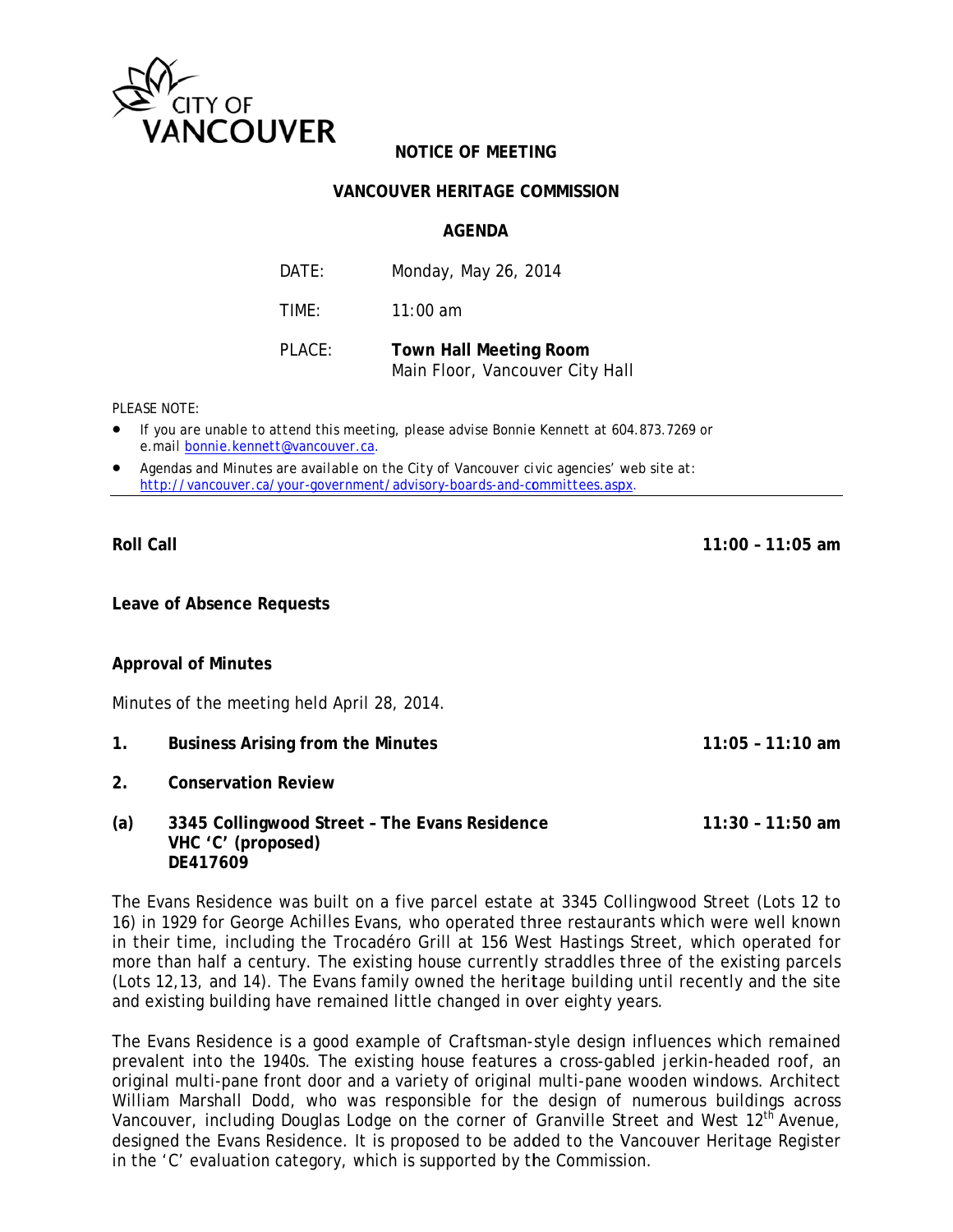CITY OF VANCOUVER

**NOTICE OF MEETING**

**VANCOUVER HERITAGE COMMISSION**

**AGENDA**

| | |
|---|---|
| DATE: | Monday, May 26, 2014 |
| TIME: | 11:00 am |
| PLACE: | **Town Hall Meeting Room** Main Floor, Vancouver City Hall |

PLEASE NOTE:

- If you are unable to attend this meeting, please advise Bonnie Kennett at 604.873.7269 or e.mail bonnie.kennett@vancouver.ca.
- Agendas and Minutes are available on the City of Vancouver civic agencies' web site at: http://vancouver.ca/your-government/advisory-boards-and-committees.aspx.

---

**Roll Call** **11:00 – 11:05 am**

**Leave of Absence Requests**

**Approval of Minutes**

Minutes of the meeting held April 28, 2014.

**1. Business Arising from the Minutes** **11:05 – 11:10 am**

**2. Conservation Review**

**(a) 3345 Collingwood Street – The Evans Residence** **11:30 – 11:50 am**
**VHC 'C' (proposed)**
**DE417609**

The Evans Residence was built on a five parcel estate at 3345 Collingwood Street (Lots 12 to 16) in 1929 for George Achilles Evans, who operated three restaurants which were well known in their time, including the Trocadéro Grill at 156 West Hastings Street, which operated for more than half a century. The existing house currently straddles three of the existing parcels (Lots 12,13, and 14). The Evans family owned the heritage building until recently and the site and existing building have remained little changed in over eighty years.

The Evans Residence is a good example of Craftsman-style design influences which remained prevalent into the 1940s. The existing house features a cross-gabled jerkin-headed roof, an original multi-pane front door and a variety of original multi-pane wooden windows. Architect William Marshall Dodd, who was responsible for the design of numerous buildings across Vancouver, including Douglas Lodge on the corner of Granville Street and West 12th Avenue, designed the Evans Residence. It is proposed to be added to the Vancouver Heritage Register in the 'C' evaluation category, which is supported by the Commission.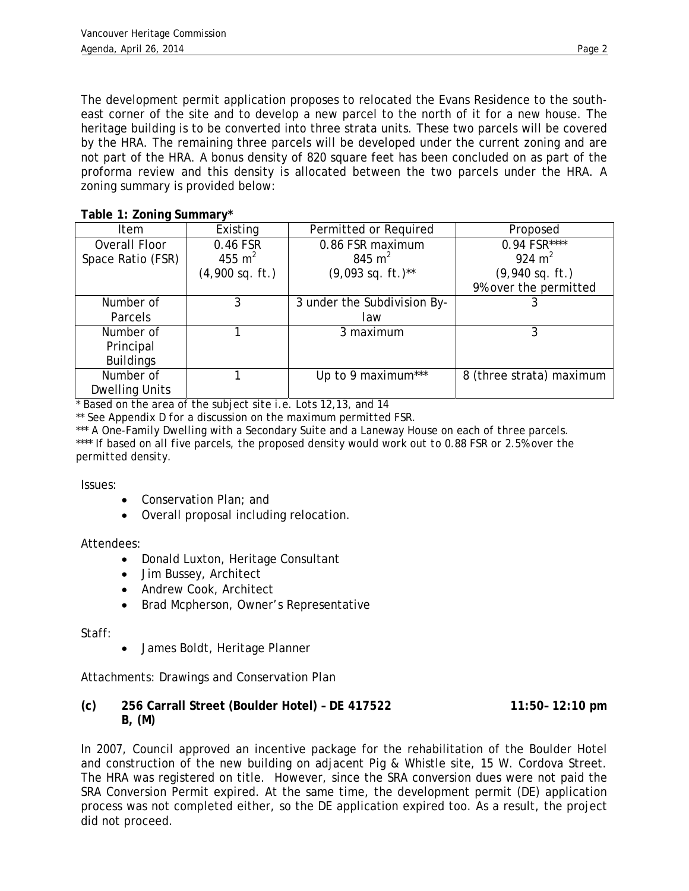The development permit application proposes to relocated the Evans Residence to the south-east corner of the site and to develop a new parcel to the north of it for a new house. The heritage building is to be converted into three strata units. These two parcels will be covered by the HRA. The remaining three parcels will be developed under the current zoning and are not part of the HRA. A bonus density of 820 square feet has been concluded on as part of the proforma review and this density is allocated between the two parcels under the HRA. A zoning summary is provided below:

**Table 1: Zoning Summary***

| Item | Existing | Permitted or Required | Proposed |
|---|---|---|---|
| Overall Floor Space Ratio (FSR) | 0.46 FSR<br>455 $m^2$<br>(4,900 sq. ft.) | 0.86 FSR maximum<br>845 $m^2$<br>(9,093 sq. ft.)** | 0.94 FSR****<br>924 $m^2$<br>(9,940 sq. ft.)<br>9% over the permitted |
| Number of Parcels | 3 | 3 under the Subdivision By-law | 3 |
| Number of Principal Buildings | 1 | 3 maximum | 3 |
| Number of Dwelling Units | 1 | Up to 9 maximum*** | 8 (three strata) maximum |

\* Based on the area of the subject site i.e. Lots 12,13, and 14

** See Appendix D for a discussion on the maximum permitted FSR.

*** A One-Family Dwelling with a Secondary Suite and a Laneway House on each of three parcels.

**** If based on all five parcels, the proposed density would work out to 0.88 FSR or 2.5% over the permitted density.

Issues:

- Conservation Plan; and
- Overall proposal including relocation.

Attendees:

- Donald Luxton, Heritage Consultant
- Jim Bussey, Architect
- Andrew Cook, Architect
- Brad Mcpherson, Owner's Representative

Staff:

- James Boldt, Heritage Planner

Attachments: Drawings and Conservation Plan

**(c) 256 Carrall Street (Boulder Hotel) – DE 417522 B, (M)** **11:50– 12:10 pm**

In 2007, Council approved an incentive package for the rehabilitation of the Boulder Hotel and construction of the new building on adjacent Pig & Whistle site, 15 W. Cordova Street. The HRA was registered on title. However, since the SRA conversion dues were not paid the SRA Conversion Permit expired. At the same time, the development permit (DE) application process was not completed either, so the DE application expired too. As a result, the project did not proceed.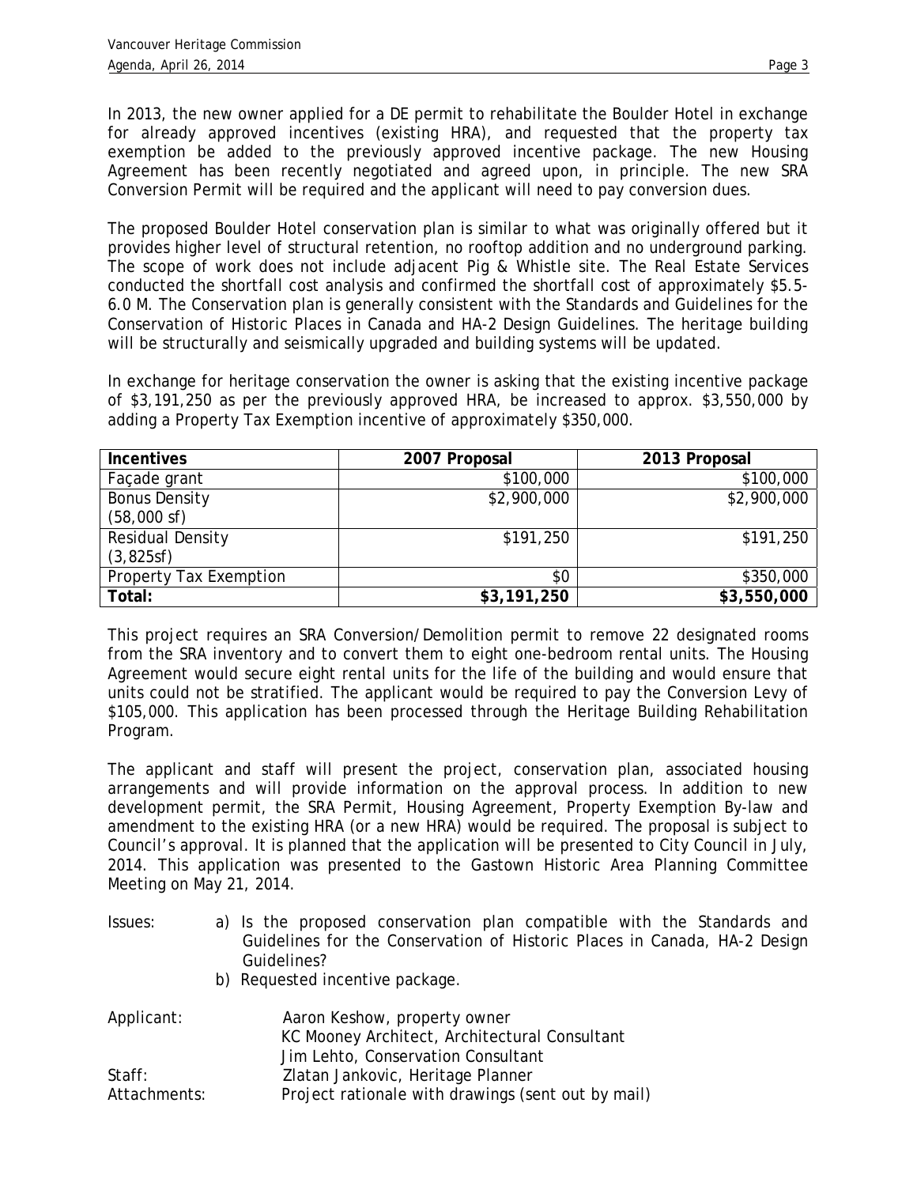In 2013, the new owner applied for a DE permit to rehabilitate the Boulder Hotel in exchange for already approved incentives (existing HRA), and requested that the property tax exemption be added to the previously approved incentive package. The new Housing Agreement has been recently negotiated and agreed upon, in principle. The new SRA Conversion Permit will be required and the applicant will need to pay conversion dues.

The proposed Boulder Hotel conservation plan is similar to what was originally offered but it provides higher level of structural retention, no rooftop addition and no underground parking. The scope of work does not include adjacent Pig & Whistle site. The Real Estate Services conducted the shortfall cost analysis and confirmed the shortfall cost of approximately $5.5-6.0 M. The Conservation plan is generally consistent with the Standards and Guidelines for the Conservation of Historic Places in Canada and HA-2 Design Guidelines. The heritage building will be structurally and seismically upgraded and building systems will be updated.

In exchange for heritage conservation the owner is asking that the existing incentive package of $3,191,250 as per the previously approved HRA, be increased to approx. $3,550,000 by adding a Property Tax Exemption incentive of approximately $350,000.

| Incentives | 2007 Proposal | 2013 Proposal |
|---|---|---|
| Façade grant | $100,000 | $100,000 |
| Bonus Density (58,000 sf) | $2,900,000 | $2,900,000 |
| Residual Density (3,825sf) | $191,250 | $191,250 |
| Property Tax Exemption | $0 | $350,000 |
| **Total:** | **$3,191,250** | **$3,550,000** |

This project requires an SRA Conversion/Demolition permit to remove 22 designated rooms from the SRA inventory and to convert them to eight one-bedroom rental units. The Housing Agreement would secure eight rental units for the life of the building and would ensure that units could not be stratified. The applicant would be required to pay the Conversion Levy of $105,000. This application has been processed through the Heritage Building Rehabilitation Program.

The applicant and staff will present the project, conservation plan, associated housing arrangements and will provide information on the approval process. In addition to new development permit, the SRA Permit, Housing Agreement, Property Exemption By-law and amendment to the existing HRA (or a new HRA) would be required. The proposal is subject to Council's approval. It is planned that the application will be presented to City Council in July, 2014. This application was presented to the Gastown Historic Area Planning Committee Meeting on May 21, 2014.

Issues:
a) Is the proposed conservation plan compatible with the Standards and Guidelines for the Conservation of Historic Places in Canada, HA-2 Design Guidelines?
b) Requested incentive package.

Applicant: Aaron Keshow, property owner
KC Mooney Architect, Architectural Consultant
Jim Lehto, Conservation Consultant

Staff: Zlatan Jankovic, Heritage Planner

Attachments: Project rationale with drawings (sent out by mail)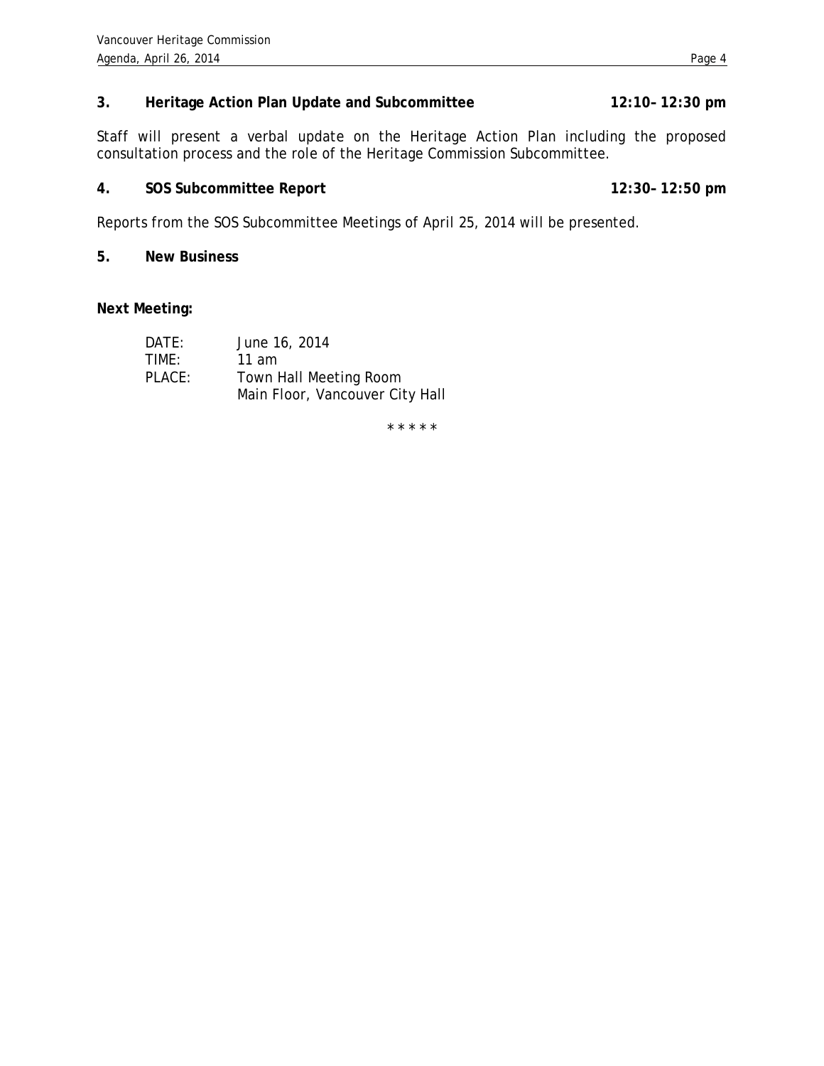### 3. Heritage Action Plan Update and Subcommittee 12:10– 12:30 pm

Staff will present a verbal update on the Heritage Action Plan including the proposed consultation process and the role of the Heritage Commission Subcommittee.

### 4. SOS Subcommittee Report 12:30– 12:50 pm

Reports from the SOS Subcommittee Meetings of April 25, 2014 will be presented.

### 5. New Business

**Next Meeting:**

DATE: June 16, 2014
TIME: 11 am
PLACE: Town Hall Meeting Room
Main Floor, Vancouver City Hall

* * * * *